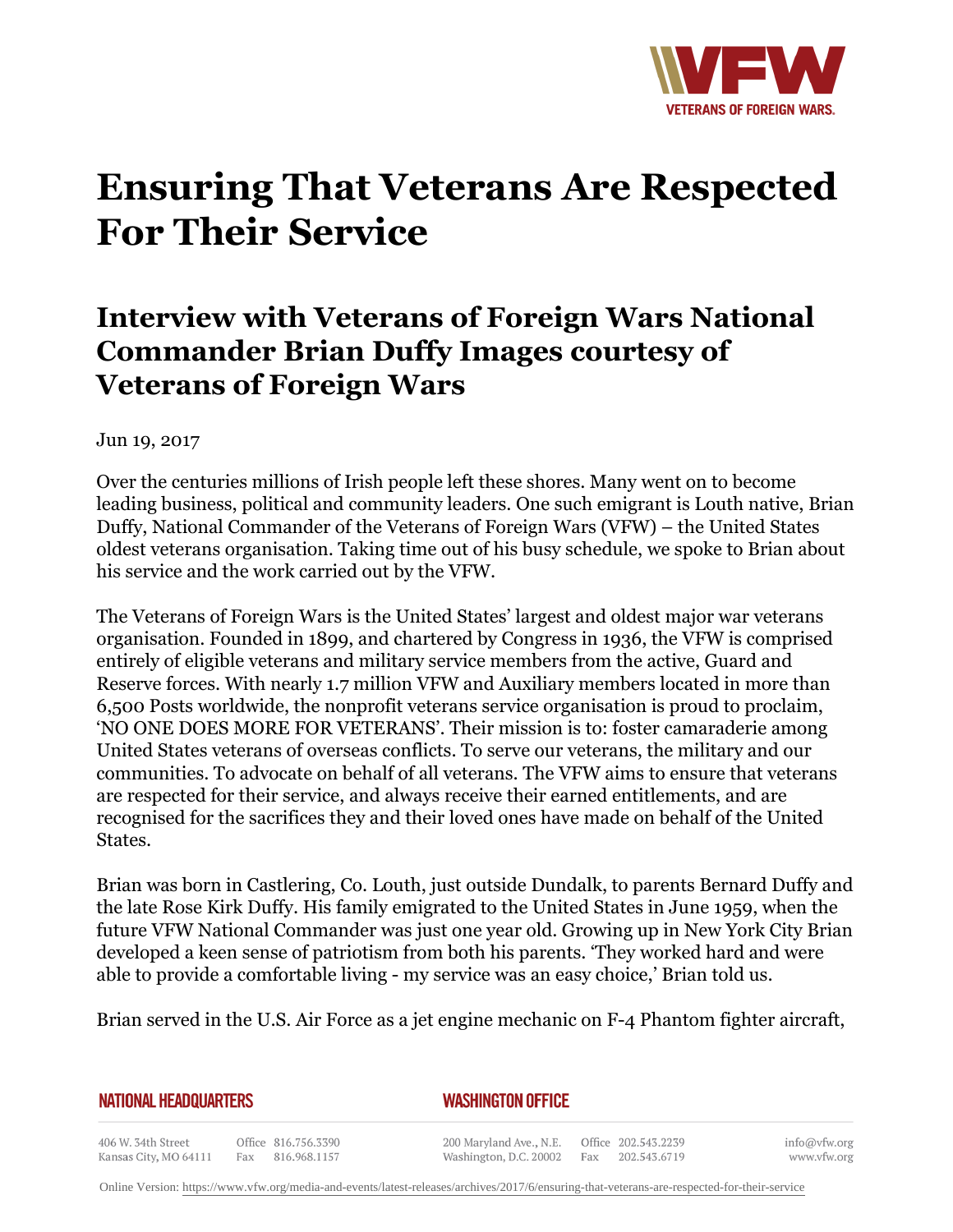# Ensuring That Veterans Are Respected For Their Service

## Interview with Veterans of Foreign Wars National Commander Brian Duffy Images courtesy of Veterans of Foreign Wars

Jun 19, 2017

Over the centuries millions of Irish people left these shores. Many went on to become leading business, political and community leaders. One such emigrant is Louth native, Brian Duffy, National Commander of the Veterans of Foreign Wars (VFW) – the United States oldest veterans organisation. Taking time out of his busy schedule, we spoke to Brian about his service and the work carried out by the VFW.

The Veterans of Foreign Wars is the United States' largest and oldest major war veterans organisation. Founded in 1899, and chartered by Congress in 1936, the VFW is comprised entirely of eligible veterans and military service members from the active, Guard and Reserve forces. With nearly 1.7 million VFW and Auxiliary members located in more than 6,500 Posts worldwide, the nonprofit veterans service organisation is proud to proclaim, 'NO ONE DOES MORE FOR VETERANS'. Their mission is to: foster camaraderie among United States veterans of overseas conflicts. To serve our veterans, the military and our communities. To advocate on behalf of all veterans. The VFW aims to ensure that veterans are respected for their service, and always receive their earned entitlements, and are recognised for the sacrifices they and their loved ones have made on behalf of the United States.

Brian was born in Castlering, Co. Louth, just outside Dundalk, to parents Bernard Duffy and the late Rose Kirk Duffy. His family emigrated to the United States in June 1959, when the future VFW National Commander was just one year old. Growing up in New York City Brian developed a keen sense of patriotism from both his parents. 'They worked hard and were able to provide a comfortable living - my service was an easy choice,' Brian told us.

Brian served in the U.S. Air Force as a jet engine mechanic on F-4 Phantom fighter aircraft,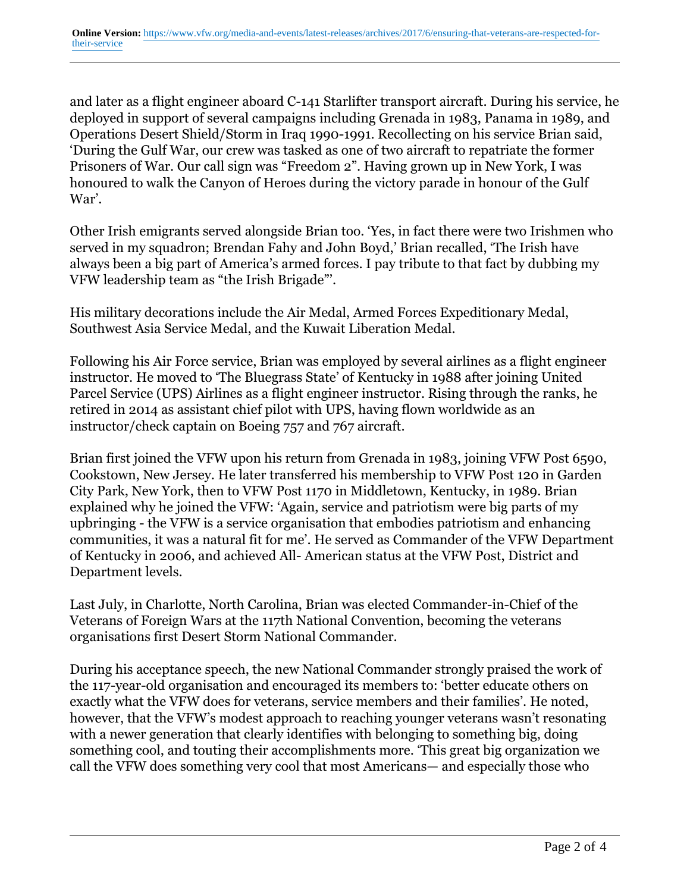and later as a flight engineer aboard C-141 Starlifter transport aircraft. During his service, he deployed in support of several campaigns including Grenada in 1983, Panama in 1989, and Operations Desert Shield/Storm in Iraq 1990-1991. Recollecting on his service Brian said, 'During the Gulf War, our crew was tasked as one of two aircraft to repatriate the former Prisoners of War. Our call sign was "Freedom 2". Having grown up in New York, I was honoured to walk the Canyon of Heroes during the victory parade in honour of the Gulf War'.

Other Irish emigrants served alongside Brian too. 'Yes, in fact there were two Irishmen who served in my squadron; Brendan Fahy and John Boyd,' Brian recalled, 'The Irish have always been a big part of America's armed forces. I pay tribute to that fact by dubbing my VFW leadership team as "the Irish Brigade"'.

His military decorations include the Air Medal, Armed Forces Expeditionary Medal, Southwest Asia Service Medal, and the Kuwait Liberation Medal.

Following his Air Force service, Brian was employed by several airlines as a flight engineer instructor. He moved to 'The Bluegrass State' of Kentucky in 1988 after joining United Parcel Service (UPS) Airlines as a flight engineer instructor. Rising through the ranks, he retired in 2014 as assistant chief pilot with UPS, having flown worldwide as an instructor/check captain on Boeing 757 and 767 aircraft.

Brian first joined the VFW upon his return from Grenada in 1983, joining VFW Post 6590, Cookstown, New Jersey. He later transferred his membership to VFW Post 120 in Garden City Park, New York, then to VFW Post 1170 in Middletown, Kentucky, in 1989. Brian explained why he joined the VFW: 'Again, service and patriotism were big parts of my upbringing - the VFW is a service organisation that embodies patriotism and enhancing communities, it was a natural fit for me'. He served as Commander of the VFW Department of Kentucky in 2006, and achieved All- American status at the VFW Post, District and Department levels.

Last July, in Charlotte, North Carolina, Brian was elected Commander-in-Chief of the Veterans of Foreign Wars at the 117th National Convention, becoming the veterans organisations first Desert Storm National Commander.

During his acceptance speech, the new National Commander strongly praised the work of the 117-year-old organisation and encouraged its members to: 'better educate others on exactly what the VFW does for veterans, service members and their families'. He noted, however, that the VFW's modest approach to reaching younger veterans wasn't resonating with a newer generation that clearly identifies with belonging to something big, doing something cool, and touting their accomplishments more. 'This great big organization we call the VFW does something very cool that most Americans— and especially those who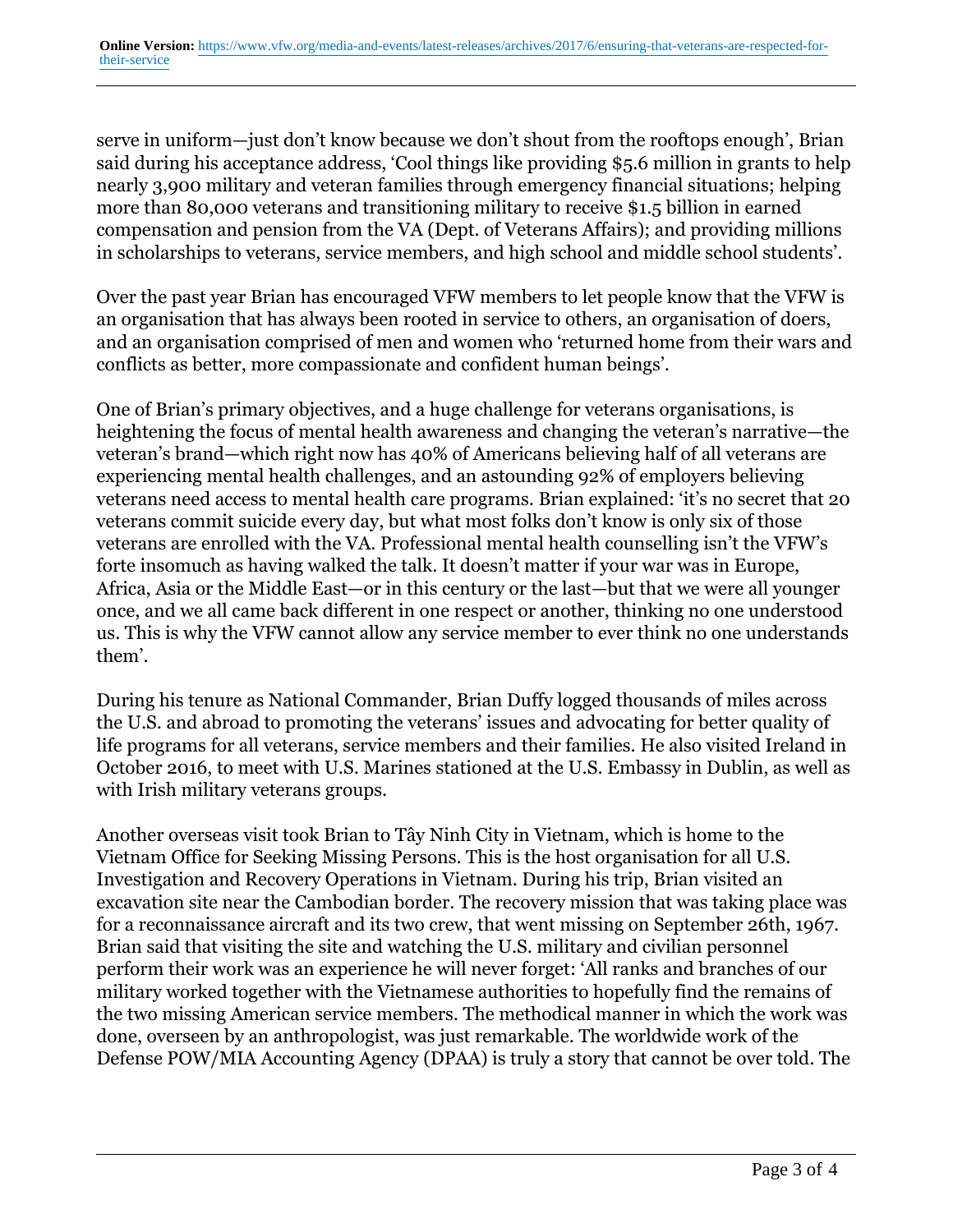serve in uniform—just don't know because we don't shout from the rooftops enough', Brian said during his acceptance address, 'Cool things like providing $5.6 million in grants to help nearly 3,900 military and veteran families through emergency financial situations; helping more than 80,000 veterans and transitioning military to receive $1.5 billion in earned compensation and pension from the VA (Dept. of Veterans Affairs); and providing millions in scholarships to veterans, service members, and high school and middle school students'.

Over the past year Brian has encouraged VFW members to let people know that the VFW is an organisation that has always been rooted in service to others, an organisation of doers, and an organisation comprised of men and women who 'returned home from their wars and conflicts as better, more compassionate and confident human beings'.

One of Brian's primary objectives, and a huge challenge for veterans organisations, is heightening the focus of mental health awareness and changing the veteran's narrative—the veteran's brand—which right now has 40% of Americans believing half of all veterans are experiencing mental health challenges, and an astounding 92% of employers believing veterans need access to mental health care programs. Brian explained: 'it's no secret that 20 veterans commit suicide every day, but what most folks don't know is only six of those veterans are enrolled with the VA. Professional mental health counselling isn't the VFW's forte insomuch as having walked the talk. It doesn't matter if your war was in Europe, Africa, Asia or the Middle East—or in this century or the last—but that we were all younger once, and we all came back different in one respect or another, thinking no one understood us. This is why the VFW cannot allow any service member to ever think no one understands them'.

During his tenure as National Commander, Brian Duffy logged thousands of miles across the U.S. and abroad to promoting the veterans' issues and advocating for better quality of life programs for all veterans, service members and their families. He also visited Ireland in October 2016, to meet with U.S. Marines stationed at the U.S. Embassy in Dublin, as well as with Irish military veterans groups.

Another overseas visit took Brian to Tây Ninh City in Vietnam, which is home to the Vietnam Office for Seeking Missing Persons. This is the host organisation for all U.S. Investigation and Recovery Operations in Vietnam. During his trip, Brian visited an excavation site near the Cambodian border. The recovery mission that was taking place was for a reconnaissance aircraft and its two crew, that went missing on September 26th, 1967. Brian said that visiting the site and watching the U.S. military and civilian personnel perform their work was an experience he will never forget: 'All ranks and branches of our military worked together with the Vietnamese authorities to hopefully find the remains of the two missing American service members. The methodical manner in which the work was done, overseen by an anthropologist, was just remarkable. The worldwide work of the Defense POW/MIA Accounting Agency (DPAA) is truly a story that cannot be over told. The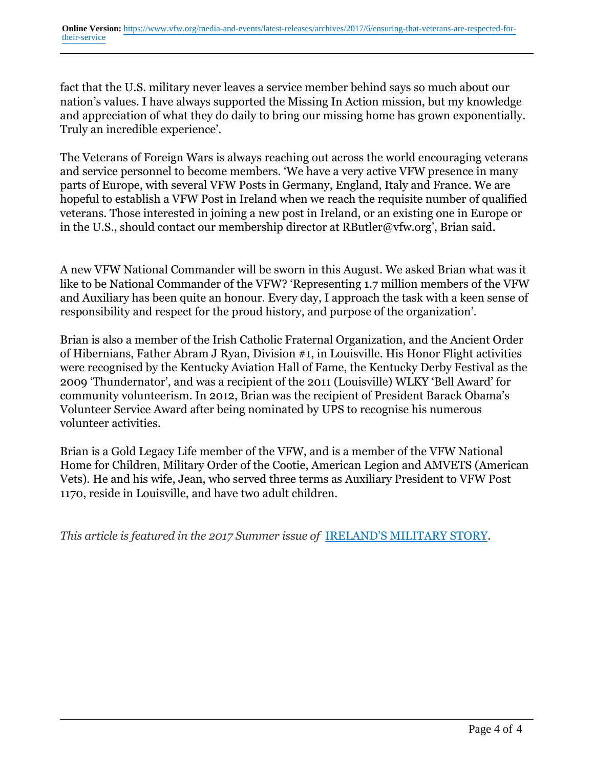fact that the U.S. military never leaves a service member behind says so much about our nation's values. I have always supported the Missing In Action mission, but my knowledge and appreciation of what they do daily to bring our missing home has grown exponentially. Truly an incredible experience'.

The Veterans of Foreign Wars is always reaching out across the world encouraging veterans and service personnel to become members. 'We have a very active VFW presence in many parts of Europe, with several VFW Posts in Germany, England, Italy and France. We are hopeful to establish a VFW Post in Ireland when we reach the requisite number of qualified veterans. Those interested in joining a new post in Ireland, or an existing one in Europe or in the U.S., should contact our membership director at RButler@vfw.org', Brian said.

A new VFW National Commander will be sworn in this August. We asked Brian what was it like to be National Commander of the VFW? 'Representing 1.7 million members of the VFW and Auxiliary has been quite an honour. Every day, I approach the task with a keen sense of responsibility and respect for the proud history, and purpose of the organization'.

Brian is also a member of the Irish Catholic Fraternal Organization, and the Ancient Order of Hibernians, Father Abram J Ryan, Division #1, in Louisville. His Honor Flight activities were recognised by the Kentucky Aviation Hall of Fame, the Kentucky Derby Festival as the 2009 'Thundernator', and was a recipient of the 2011 (Louisville) WLKY 'Bell Award' for community volunteerism. In 2012, Brian was the recipient of President Barack Obama's Volunteer Service Award after being nominated by UPS to recognise his numerous volunteer activities.

Brian is a Gold Legacy Life member of the VFW, and is a member of the VFW National Home for Children, Military Order of the Cootie, American Legion and AMVETS (American Vets). He and his wife, Jean, who served three terms as Auxiliary President to VFW Post 1170, reside in Louisville, and have two adult children.

*This article is featured in the 2017 Summer issue of* [IRELAND'S MILITARY STORY](IRELAND'S MILITARY STORY).